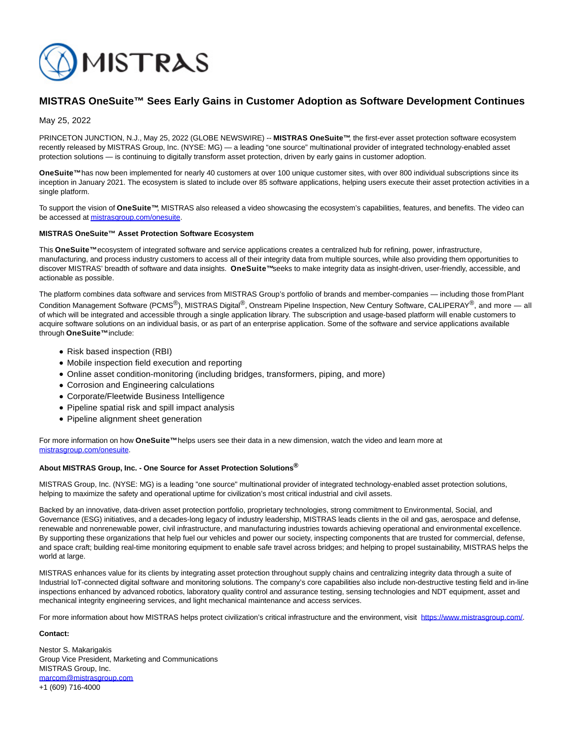# MISTRAS OneSuite™ Sees Early Gains in Customer Adoption as Software Development Continues

May 25, 2022

PRINCETON JUNCTION, N.J., May 25, 2022 (GLOBE NEWSWIRE) -- **MISTRAS OneSuite™**, the first-ever asset protection software ecosystem recently released by MISTRAS Group, Inc. (NYSE: MG) — a leading "one source" multinational provider of integrated technology-enabled asset protection solutions — is continuing to digitally transform asset protection, driven by early gains in customer adoption.

**OneSuite™** has now been implemented for nearly 40 customers at over 100 unique customer sites, with over 800 individual subscriptions since its inception in January 2021. The ecosystem is slated to include over 85 software applications, helping users execute their asset protection activities in a single platform.

To support the vision of **OneSuite™**, MISTRAS also released a video showcasing the ecosystem's capabilities, features, and benefits. The video can be accessed at [mistrasgroup.com/onesuite](mistrasgroup.com/onesuite).

**MISTRAS OneSuite™ Asset Protection Software Ecosystem**

This **OneSuite™** ecosystem of integrated software and service applications creates a centralized hub for refining, power, infrastructure, manufacturing, and process industry customers to access all of their integrity data from multiple sources, while also providing them opportunities to discover MISTRAS' breadth of software and data insights. **OneSuite™** seeks to make integrity data as insight-driven, user-friendly, accessible, and actionable as possible.

The platform combines data software and services from MISTRAS Group's portfolio of brands and member-companies — including those from Plant Condition Management Software (PCMS®), MISTRAS Digital®, Onstream Pipeline Inspection, New Century Software, CALIPERAY®, and more — all of which will be integrated and accessible through a single application library. The subscription and usage-based platform will enable customers to acquire software solutions on an individual basis, or as part of an enterprise application. Some of the software and service applications available through **OneSuite™** include:

- Risk based inspection (RBI)
- Mobile inspection field execution and reporting
- Online asset condition-monitoring (including bridges, transformers, piping, and more)
- Corrosion and Engineering calculations
- Corporate/Fleetwide Business Intelligence
- Pipeline spatial risk and spill impact analysis
- Pipeline alignment sheet generation

For more information on how **OneSuite™** helps users see their data in a new dimension, watch the video and learn more at [mistrasgroup.com/onesuite](mistrasgroup.com/onesuite).

**About MISTRAS Group, Inc. - One Source for Asset Protection Solutions®**

MISTRAS Group, Inc. (NYSE: MG) is a leading "one source" multinational provider of integrated technology-enabled asset protection solutions, helping to maximize the safety and operational uptime for civilization's most critical industrial and civil assets.

Backed by an innovative, data-driven asset protection portfolio, proprietary technologies, strong commitment to Environmental, Social, and Governance (ESG) initiatives, and a decades-long legacy of industry leadership, MISTRAS leads clients in the oil and gas, aerospace and defense, renewable and nonrenewable power, civil infrastructure, and manufacturing industries towards achieving operational and environmental excellence. By supporting these organizations that help fuel our vehicles and power our society, inspecting components that are trusted for commercial, defense, and space craft; building real-time monitoring equipment to enable safe travel across bridges; and helping to propel sustainability, MISTRAS helps the world at large.

MISTRAS enhances value for its clients by integrating asset protection throughout supply chains and centralizing integrity data through a suite of Industrial IoT-connected digital software and monitoring solutions. The company's core capabilities also include non-destructive testing field and in-line inspections enhanced by advanced robotics, laboratory quality control and assurance testing, sensing technologies and NDT equipment, asset and mechanical integrity engineering services, and light mechanical maintenance and access services.

For more information about how MISTRAS helps protect civilization's critical infrastructure and the environment, visit [https://www.mistrasgroup.com/](https://www.mistrasgroup.com/).

**Contact:**

Nestor S. Makarigakis
Group Vice President, Marketing and Communications
MISTRAS Group, Inc.
[marcom@mistrasgroup.com](mailto:marcom@mistrasgroup.com)
+1 (609) 716-4000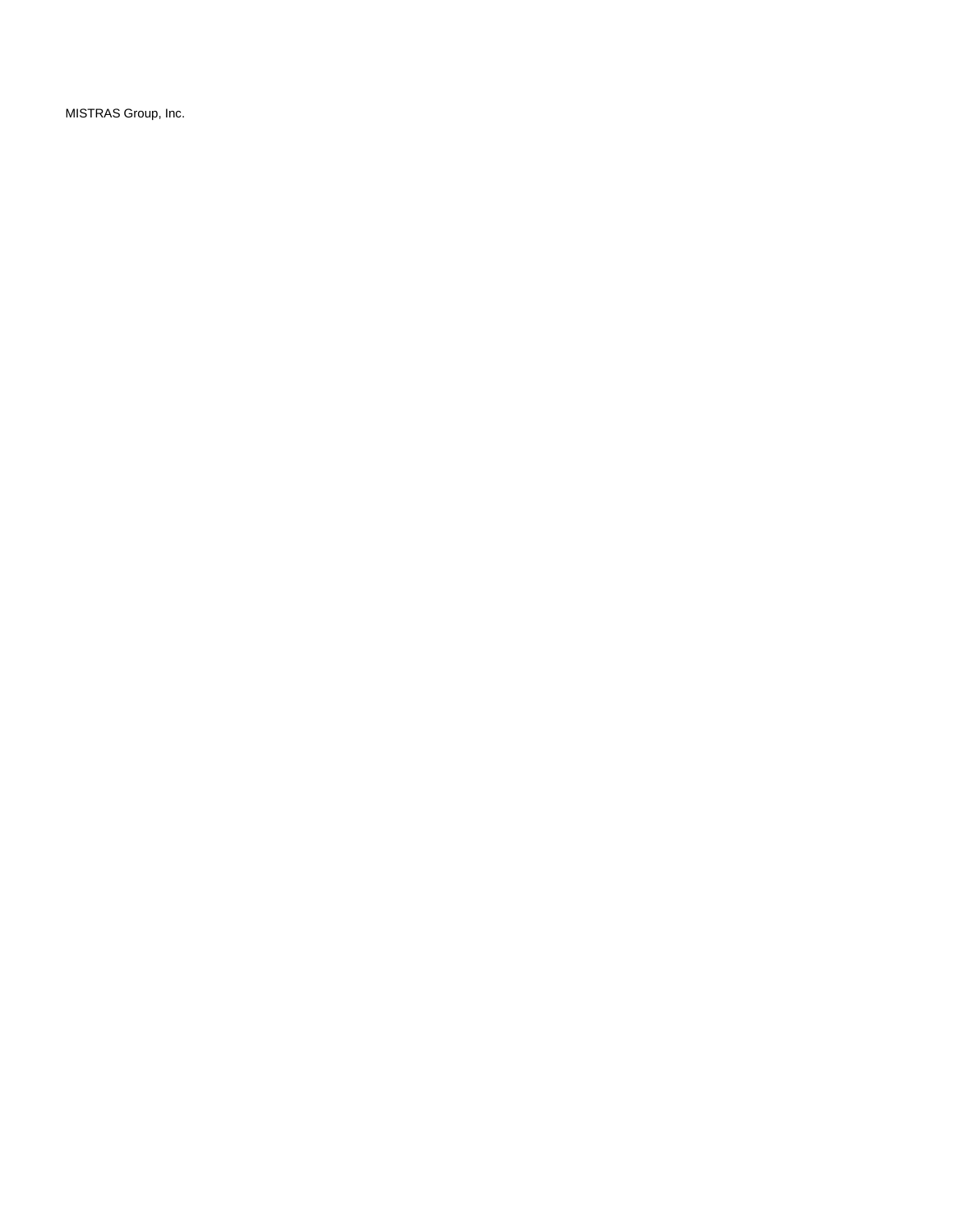MISTRAS Group, Inc.